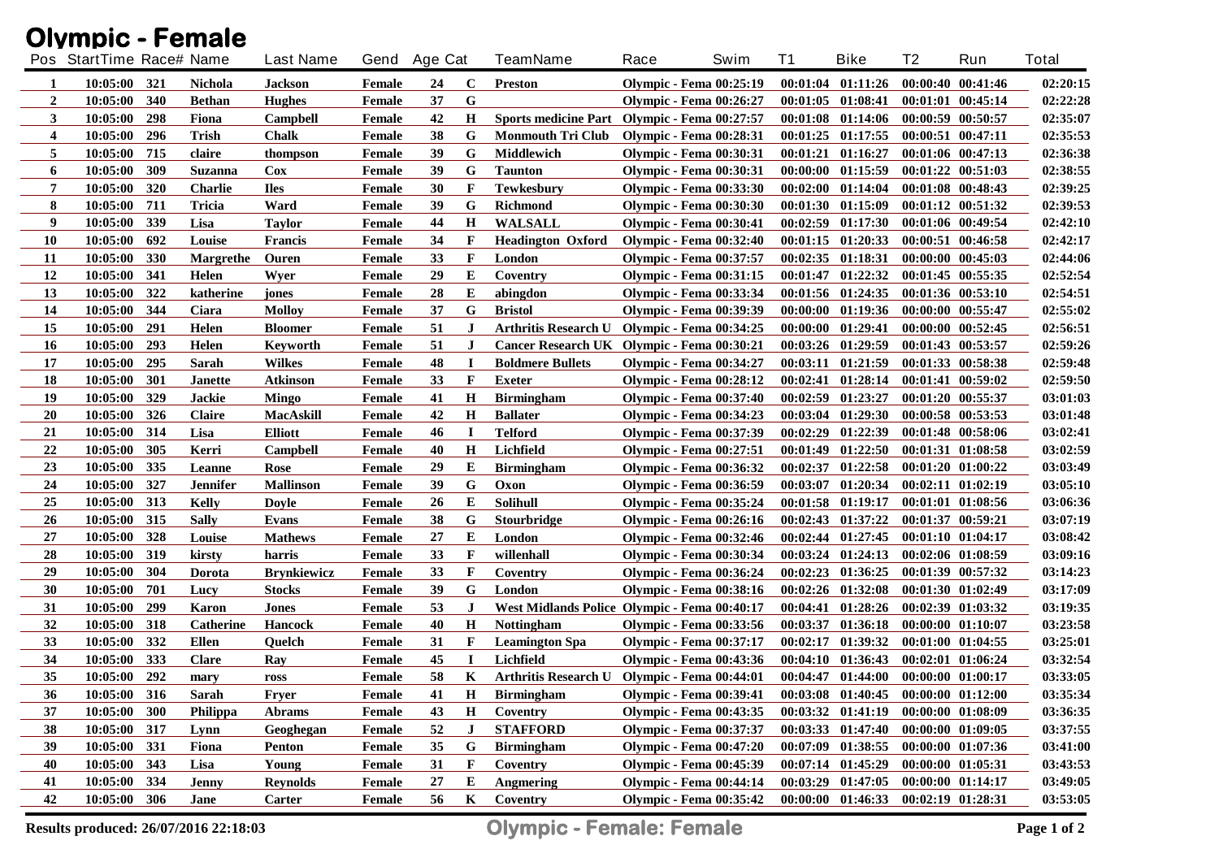# Olympic - Female

| Pos | StartTime | Race# | Name | Last Name | Gend | Age | Cat | TeamName | Race | Swim | T1 | Bike | T2 | Run | Total |
|---|---|---|---|---|---|---|---|---|---|---|---|---|---|---|---|
| 1 | 10:05:00 | 321 | Nichola | Jackson | Female | 24 | C | Preston | Olympic - Fema | 00:25:19 | 00:01:04 | 01:11:26 | 00:00:40 | 00:41:46 | 02:20:15 |
| 2 | 10:05:00 | 340 | Bethan | Hughes | Female | 37 | G | | Olympic - Fema | 00:26:27 | 00:01:05 | 01:08:41 | 00:01:01 | 00:45:14 | 02:22:28 |
| 3 | 10:05:00 | 298 | Fiona | Campbell | Female | 42 | H | Sports medicine Part | Olympic - Fema | 00:27:57 | 00:01:08 | 01:14:06 | 00:00:59 | 00:50:57 | 02:35:07 |
| 4 | 10:05:00 | 296 | Trish | Chalk | Female | 38 | G | Monmouth Tri Club | Olympic - Fema | 00:28:31 | 00:01:25 | 01:17:55 | 00:00:51 | 00:47:11 | 02:35:53 |
| 5 | 10:05:00 | 715 | claire | thompson | Female | 39 | G | Middlewich | Olympic - Fema | 00:30:31 | 00:01:21 | 01:16:27 | 00:01:06 | 00:47:13 | 02:36:38 |
| 6 | 10:05:00 | 309 | Suzanna | Cox | Female | 39 | G | Taunton | Olympic - Fema | 00:30:31 | 00:00:00 | 01:15:59 | 00:01:22 | 00:51:03 | 02:38:55 |
| 7 | 10:05:00 | 320 | Charlie | Iles | Female | 30 | F | Tewkesbury | Olympic - Fema | 00:33:30 | 00:02:00 | 01:14:04 | 00:01:08 | 00:48:43 | 02:39:25 |
| 8 | 10:05:00 | 711 | Tricia | Ward | Female | 39 | G | Richmond | Olympic - Fema | 00:30:30 | 00:01:30 | 01:15:09 | 00:01:12 | 00:51:32 | 02:39:53 |
| 9 | 10:05:00 | 339 | Lisa | Taylor | Female | 44 | H | WALSALL | Olympic - Fema | 00:30:41 | 00:02:59 | 01:17:30 | 00:01:06 | 00:49:54 | 02:42:10 |
| 10 | 10:05:00 | 692 | Louise | Francis | Female | 34 | F | Headington Oxford | Olympic - Fema | 00:32:40 | 00:01:15 | 01:20:33 | 00:00:51 | 00:46:58 | 02:42:17 |
| 11 | 10:05:00 | 330 | Margrethe | Ouren | Female | 33 | F | London | Olympic - Fema | 00:37:57 | 00:02:35 | 01:18:31 | 00:00:00 | 00:45:03 | 02:44:06 |
| 12 | 10:05:00 | 341 | Helen | Wyer | Female | 29 | E | Coventry | Olympic - Fema | 00:31:15 | 00:01:47 | 01:22:32 | 00:01:45 | 00:55:35 | 02:52:54 |
| 13 | 10:05:00 | 322 | katherine | jones | Female | 28 | E | abingdon | Olympic - Fema | 00:33:34 | 00:01:56 | 01:24:35 | 00:01:36 | 00:53:10 | 02:54:51 |
| 14 | 10:05:00 | 344 | Ciara | Molloy | Female | 37 | G | Bristol | Olympic - Fema | 00:39:39 | 00:00:00 | 01:19:36 | 00:00:00 | 00:55:47 | 02:55:02 |
| 15 | 10:05:00 | 291 | Helen | Bloomer | Female | 51 | J | Arthritis Research U | Olympic - Fema | 00:34:25 | 00:00:00 | 01:29:41 | 00:00:00 | 00:52:45 | 02:56:51 |
| 16 | 10:05:00 | 293 | Helen | Keyworth | Female | 51 | J | Cancer Research UK | Olympic - Fema | 00:30:21 | 00:03:26 | 01:29:59 | 00:01:43 | 00:53:57 | 02:59:26 |
| 17 | 10:05:00 | 295 | Sarah | Wilkes | Female | 48 | I | Boldmere Bullets | Olympic - Fema | 00:34:27 | 00:03:11 | 01:21:59 | 00:01:33 | 00:58:38 | 02:59:48 |
| 18 | 10:05:00 | 301 | Janette | Atkinson | Female | 33 | F | Exeter | Olympic - Fema | 00:28:12 | 00:02:41 | 01:28:14 | 00:01:41 | 00:59:02 | 02:59:50 |
| 19 | 10:05:00 | 329 | Jackie | Mingo | Female | 41 | H | Birmingham | Olympic - Fema | 00:37:40 | 00:02:59 | 01:23:27 | 00:01:20 | 00:55:37 | 03:01:03 |
| 20 | 10:05:00 | 326 | Claire | MacAskill | Female | 42 | H | Ballater | Olympic - Fema | 00:34:23 | 00:03:04 | 01:29:30 | 00:00:58 | 00:53:53 | 03:01:48 |
| 21 | 10:05:00 | 314 | Lisa | Elliott | Female | 46 | I | Telford | Olympic - Fema | 00:37:39 | 00:02:29 | 01:22:39 | 00:01:48 | 00:58:06 | 03:02:41 |
| 22 | 10:05:00 | 305 | Kerri | Campbell | Female | 40 | H | Lichfield | Olympic - Fema | 00:27:51 | 00:01:49 | 01:22:50 | 00:01:31 | 01:08:58 | 03:02:59 |
| 23 | 10:05:00 | 335 | Leanne | Rose | Female | 29 | E | Birmingham | Olympic - Fema | 00:36:32 | 00:02:37 | 01:22:58 | 00:01:20 | 01:00:22 | 03:03:49 |
| 24 | 10:05:00 | 327 | Jennifer | Mallinson | Female | 39 | G | Oxon | Olympic - Fema | 00:36:59 | 00:03:07 | 01:20:34 | 00:02:11 | 01:02:19 | 03:05:10 |
| 25 | 10:05:00 | 313 | Kelly | Doyle | Female | 26 | E | Solihull | Olympic - Fema | 00:35:24 | 00:01:58 | 01:19:17 | 00:01:01 | 01:08:56 | 03:06:36 |
| 26 | 10:05:00 | 315 | Sally | Evans | Female | 38 | G | Stourbridge | Olympic - Fema | 00:26:16 | 00:02:43 | 01:37:22 | 00:01:37 | 00:59:21 | 03:07:19 |
| 27 | 10:05:00 | 328 | Louise | Mathews | Female | 27 | E | London | Olympic - Fema | 00:32:46 | 00:02:44 | 01:27:45 | 00:01:10 | 01:04:17 | 03:08:42 |
| 28 | 10:05:00 | 319 | kirsty | harris | Female | 33 | F | willenhall | Olympic - Fema | 00:30:34 | 00:03:24 | 01:24:13 | 00:02:06 | 01:08:59 | 03:09:16 |
| 29 | 10:05:00 | 304 | Dorota | Brynkiewicz | Female | 33 | F | Coventry | Olympic - Fema | 00:36:24 | 00:02:23 | 01:36:25 | 00:01:39 | 00:57:32 | 03:14:23 |
| 30 | 10:05:00 | 701 | Lucy | Stocks | Female | 39 | G | London | Olympic - Fema | 00:38:16 | 00:02:26 | 01:32:08 | 00:01:30 | 01:02:49 | 03:17:09 |
| 31 | 10:05:00 | 299 | Karon | Jones | Female | 53 | J | West Midlands Police | Olympic - Fema | 00:40:17 | 00:04:41 | 01:28:26 | 00:02:39 | 01:03:32 | 03:19:35 |
| 32 | 10:05:00 | 318 | Catherine | Hancock | Female | 40 | H | Nottingham | Olympic - Fema | 00:33:56 | 00:03:37 | 01:36:18 | 00:00:00 | 01:10:07 | 03:23:58 |
| 33 | 10:05:00 | 332 | Ellen | Quelch | Female | 31 | F | Leamington Spa | Olympic - Fema | 00:37:17 | 00:02:17 | 01:39:32 | 00:01:00 | 01:04:55 | 03:25:01 |
| 34 | 10:05:00 | 333 | Clare | Ray | Female | 45 | I | Lichfield | Olympic - Fema | 00:43:36 | 00:04:10 | 01:36:43 | 00:02:01 | 01:06:24 | 03:32:54 |
| 35 | 10:05:00 | 292 | mary | ross | Female | 58 | K | Arthritis Research U | Olympic - Fema | 00:44:01 | 00:04:47 | 01:44:00 | 00:00:00 | 01:00:17 | 03:33:05 |
| 36 | 10:05:00 | 316 | Sarah | Fryer | Female | 41 | H | Birmingham | Olympic - Fema | 00:39:41 | 00:03:08 | 01:40:45 | 00:00:00 | 01:12:00 | 03:35:34 |
| 37 | 10:05:00 | 300 | Philippa | Abrams | Female | 43 | H | Coventry | Olympic - Fema | 00:43:35 | 00:03:32 | 01:41:19 | 00:00:00 | 01:08:09 | 03:36:35 |
| 38 | 10:05:00 | 317 | Lynn | Geoghegan | Female | 52 | J | STAFFORD | Olympic - Fema | 00:37:37 | 00:03:33 | 01:47:40 | 00:00:00 | 01:09:05 | 03:37:55 |
| 39 | 10:05:00 | 331 | Fiona | Penton | Female | 35 | G | Birmingham | Olympic - Fema | 00:47:20 | 00:07:09 | 01:38:55 | 00:00:00 | 01:07:36 | 03:41:00 |
| 40 | 10:05:00 | 343 | Lisa | Young | Female | 31 | F | Coventry | Olympic - Fema | 00:45:39 | 00:07:14 | 01:45:29 | 00:00:00 | 01:05:31 | 03:43:53 |
| 41 | 10:05:00 | 334 | Jenny | Reynolds | Female | 27 | E | Angmering | Olympic - Fema | 00:44:14 | 00:03:29 | 01:47:05 | 00:00:00 | 01:14:17 | 03:49:05 |
| 42 | 10:05:00 | 306 | Jane | Carter | Female | 56 | K | Coventry | Olympic - Fema | 00:35:42 | 00:00:00 | 01:46:33 | 00:02:19 | 01:28:31 | 03:53:05 |

Results produced: 26/07/2016 22:18:03

Olympic - Female: Female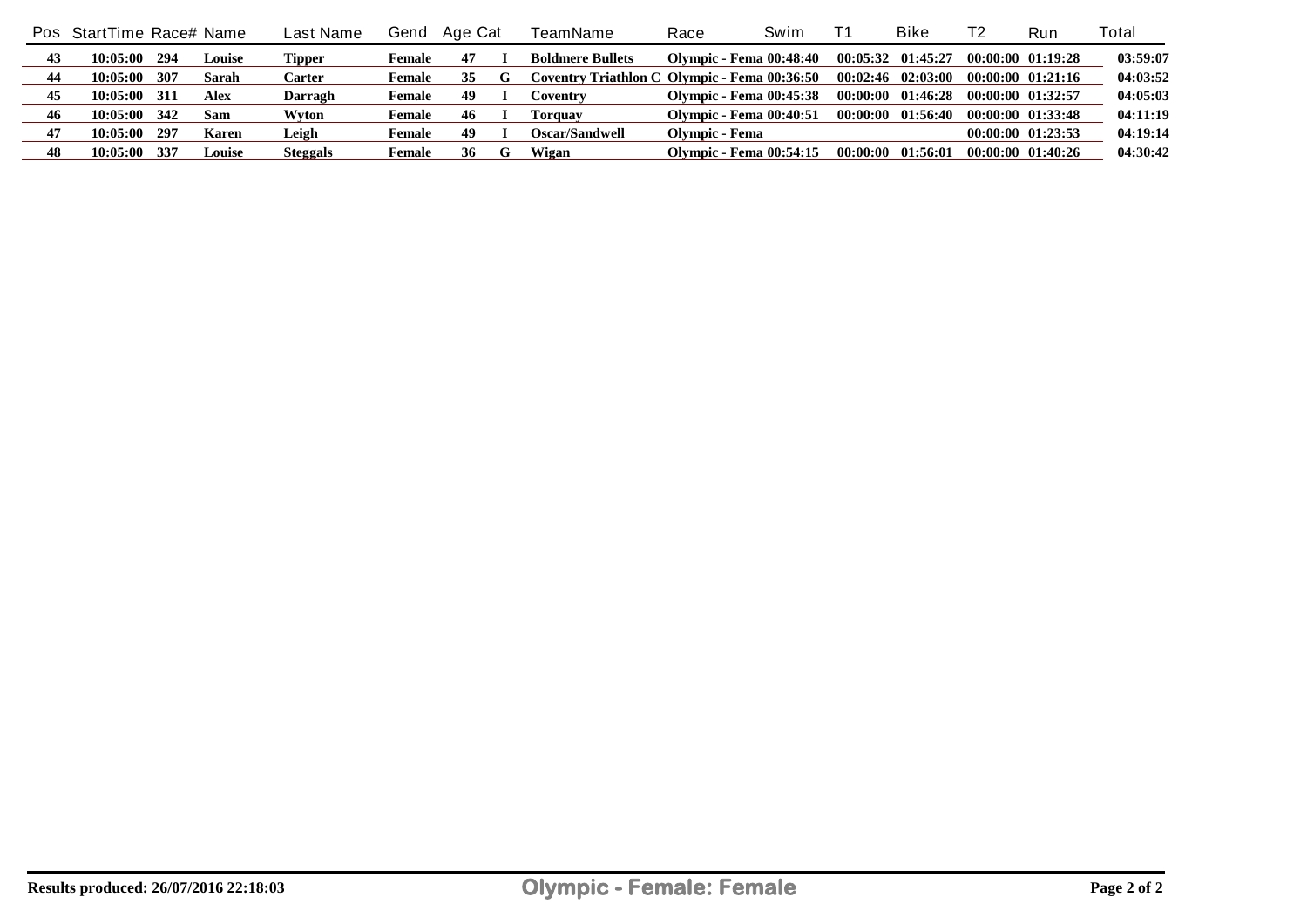| Pos | StartTime | Race# | Name | Last Name | Gend | Age | Cat | TeamName | Race | Swim | T1 | Bike | T2 | Run | Total |
|---|---|---|---|---|---|---|---|---|---|---|---|---|---|---|---|
| 43 | 10:05:00 | 294 | Louise | Tipper | Female | 47 | I | Boldmere Bullets | Olympic - Fema | 00:48:40 | 00:05:32 | 01:45:27 | 00:00:00 | 01:19:28 | 03:59:07 |
| 44 | 10:05:00 | 307 | Sarah | Carter | Female | 35 | G | Coventry Triathlon C | Olympic - Fema | 00:36:50 | 00:02:46 | 02:03:00 | 00:00:00 | 01:21:16 | 04:03:52 |
| 45 | 10:05:00 | 311 | Alex | Darragh | Female | 49 | I | Coventry | Olympic - Fema | 00:45:38 | 00:00:00 | 01:46:28 | 00:00:00 | 01:32:57 | 04:05:03 |
| 46 | 10:05:00 | 342 | Sam | Wyton | Female | 46 | I | Torquay | Olympic - Fema | 00:40:51 | 00:00:00 | 01:56:40 | 00:00:00 | 01:33:48 | 04:11:19 |
| 47 | 10:05:00 | 297 | Karen | Leigh | Female | 49 | I | Oscar/Sandwell | Olympic - Fema | | | | 00:00:00 | 01:23:53 | 04:19:14 |
| 48 | 10:05:00 | 337 | Louise | Steggals | Female | 36 | G | Wigan | Olympic - Fema | 00:54:15 | 00:00:00 | 01:56:01 | 00:00:00 | 01:40:26 | 04:30:42 |

Results produced: 26/07/2016 22:18:03

**Olympic - Female: Female**